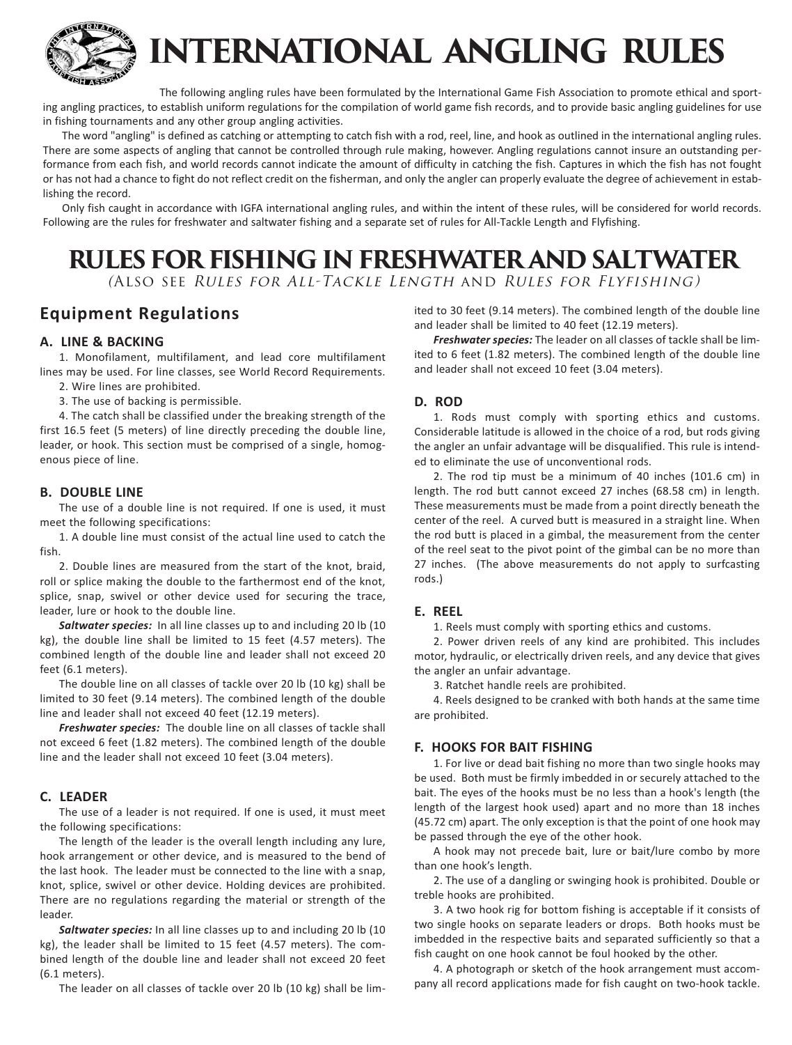# INTERNATIONAL ANGLING RULES

The following angling rules have been formulated by the International Game Fish Association to promote ethical and sporting angling practices, to establish uniform regulations for the compilation of world game fish records, and to provide basic angling guidelines for use in fishing tournaments and any other group angling activities.

The word "angling" is defined as catching or attempting to catch fish with a rod, reel, line, and hook as outlined in the international angling rules. There are some aspects of angling that cannot be controlled through rule making, however. Angling regulations cannot insure an outstanding performance from each fish, and world records cannot indicate the amount of difficulty in catching the fish. Captures in which the fish has not fought or has not had a chance to fight do not reflect credit on the fisherman, and only the angler can properly evaluate the degree of achievement in establishing the record.

Only fish caught in accordance with IGFA international angling rules, and within the intent of these rules, will be considered for world records. Following are the rules for freshwater and saltwater fishing and a separate set of rules for All-Tackle Length and Flyfishing.

# RULES FOR FISHING IN FRESHWATER AND SALTWATER

*(Also see Rules for All-Tackle Length and Rules for Flyfishing)*

## Equipment Regulations

### A. LINE & BACKING

1. Monofilament, multifilament, and lead core multifilament lines may be used. For line classes, see World Record Requirements.
2. Wire lines are prohibited.
3. The use of backing is permissible.
4. The catch shall be classified under the breaking strength of the first 16.5 feet (5 meters) of line directly preceding the double line, leader, or hook. This section must be comprised of a single, homogenous piece of line.

### B. DOUBLE LINE

The use of a double line is not required. If one is used, it must meet the following specifications:

1. A double line must consist of the actual line used to catch the fish.
2. Double lines are measured from the start of the knot, braid, roll or splice making the double to the farthermost end of the knot, splice, snap, swivel or other device used for securing the trace, leader, lure or hook to the double line.

***Saltwater species:*** In all line classes up to and including 20 lb (10 kg), the double line shall be limited to 15 feet (4.57 meters). The combined length of the double line and leader shall not exceed 20 feet (6.1 meters).

The double line on all classes of tackle over 20 lb (10 kg) shall be limited to 30 feet (9.14 meters). The combined length of the double line and leader shall not exceed 40 feet (12.19 meters).

***Freshwater species:*** The double line on all classes of tackle shall not exceed 6 feet (1.82 meters). The combined length of the double line and the leader shall not exceed 10 feet (3.04 meters).

### C. LEADER

The use of a leader is not required. If one is used, it must meet the following specifications:

The length of the leader is the overall length including any lure, hook arrangement or other device, and is measured to the bend of the last hook. The leader must be connected to the line with a snap, knot, splice, swivel or other device. Holding devices are prohibited. There are no regulations regarding the material or strength of the leader.

***Saltwater species:*** In all line classes up to and including 20 lb (10 kg), the leader shall be limited to 15 feet (4.57 meters). The combined length of the double line and leader shall not exceed 20 feet (6.1 meters).

The leader on all classes of tackle over 20 lb (10 kg) shall be limited to 30 feet (9.14 meters). The combined length of the double line and leader shall be limited to 40 feet (12.19 meters).

***Freshwater species:*** The leader on all classes of tackle shall be limited to 6 feet (1.82 meters). The combined length of the double line and leader shall not exceed 10 feet (3.04 meters).

### D. ROD

1. Rods must comply with sporting ethics and customs. Considerable latitude is allowed in the choice of a rod, but rods giving the angler an unfair advantage will be disqualified. This rule is intended to eliminate the use of unconventional rods.
2. The rod tip must be a minimum of 40 inches (101.6 cm) in length. The rod butt cannot exceed 27 inches (68.58 cm) in length. These measurements must be made from a point directly beneath the center of the reel. A curved butt is measured in a straight line. When the rod butt is placed in a gimbal, the measurement from the center of the reel seat to the pivot point of the gimbal can be no more than 27 inches. (The above measurements do not apply to surfcasting rods.)

### E. REEL

1. Reels must comply with sporting ethics and customs.
2. Power driven reels of any kind are prohibited. This includes motor, hydraulic, or electrically driven reels, and any device that gives the angler an unfair advantage.
3. Ratchet handle reels are prohibited.
4. Reels designed to be cranked with both hands at the same time are prohibited.

### F. HOOKS FOR BAIT FISHING

1. For live or dead bait fishing no more than two single hooks may be used. Both must be firmly imbedded in or securely attached to the bait. The eyes of the hooks must be no less than a hook's length (the length of the largest hook used) apart and no more than 18 inches (45.72 cm) apart. The only exception is that the point of one hook may be passed through the eye of the other hook.

   A hook may not precede bait, lure or bait/lure combo by more than one hook's length.

2. The use of a dangling or swinging hook is prohibited. Double or treble hooks are prohibited.
3. A two hook rig for bottom fishing is acceptable if it consists of two single hooks on separate leaders or drops. Both hooks must be imbedded in the respective baits and separated sufficiently so that a fish caught on one hook cannot be foul hooked by the other.
4. A photograph or sketch of the hook arrangement must accompany all record applications made for fish caught on two-hook tackle.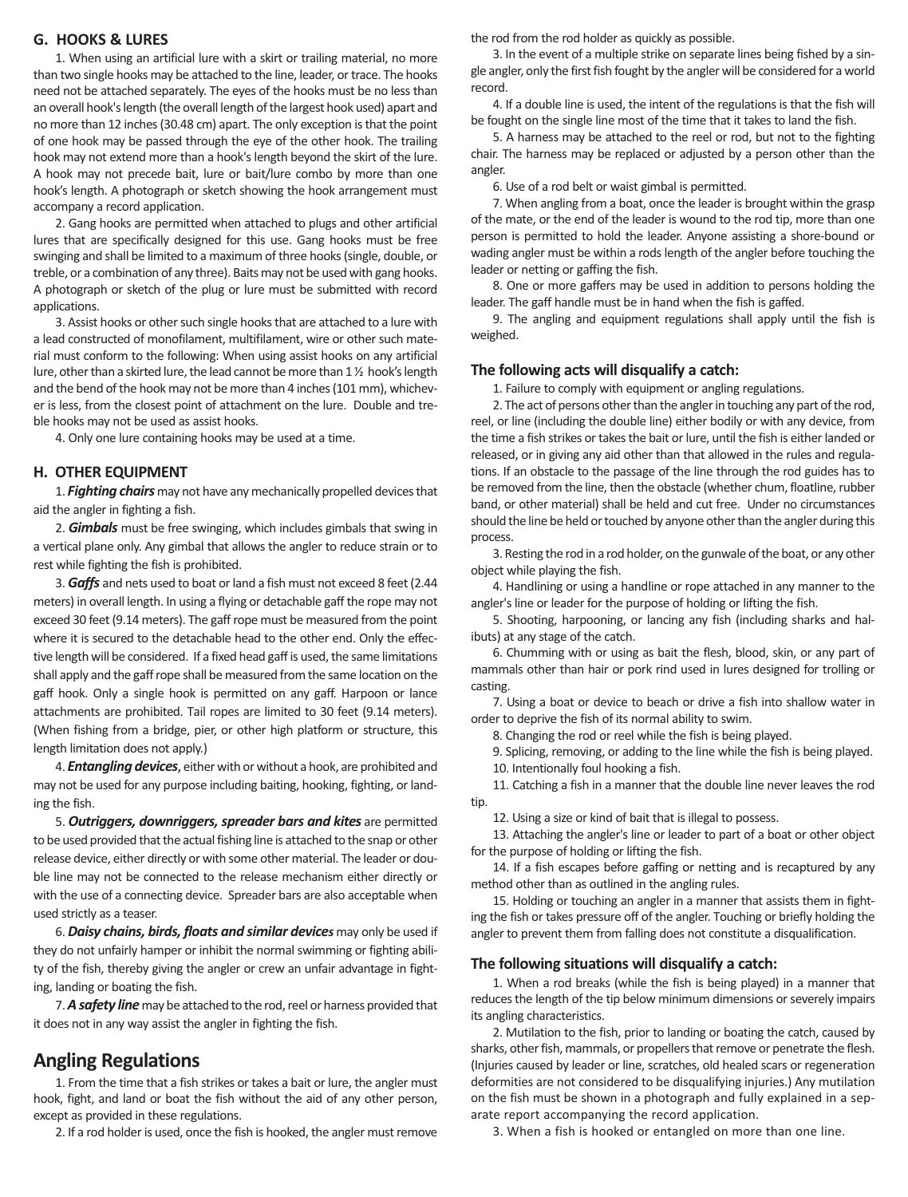## G. HOOKS & LURES

1. When using an artificial lure with a skirt or trailing material, no more than two single hooks may be attached to the line, leader, or trace. The hooks need not be attached separately. The eyes of the hooks must be no less than an overall hook's length (the overall length of the largest hook used) apart and no more than 12 inches (30.48 cm) apart. The only exception is that the point of one hook may be passed through the eye of the other hook. The trailing hook may not extend more than a hook's length beyond the skirt of the lure. A hook may not precede bait, lure or bait/lure combo by more than one hook's length. A photograph or sketch showing the hook arrangement must accompany a record application.

2. Gang hooks are permitted when attached to plugs and other artificial lures that are specifically designed for this use. Gang hooks must be free swinging and shall be limited to a maximum of three hooks (single, double, or treble, or a combination of any three). Baits may not be used with gang hooks. A photograph or sketch of the plug or lure must be submitted with record applications.

3. Assist hooks or other such single hooks that are attached to a lure with a lead constructed of monofilament, multifilament, wire or other such material must conform to the following: When using assist hooks on any artificial lure, other than a skirted lure, the lead cannot be more than 1 ½ hook's length and the bend of the hook may not be more than 4 inches (101 mm), whichever is less, from the closest point of attachment on the lure. Double and treble hooks may not be used as assist hooks.

4. Only one lure containing hooks may be used at a time.

## H. OTHER EQUIPMENT

1. ***Fighting chairs*** may not have any mechanically propelled devices that aid the angler in fighting a fish.

2. ***Gimbals*** must be free swinging, which includes gimbals that swing in a vertical plane only. Any gimbal that allows the angler to reduce strain or to rest while fighting the fish is prohibited.

3. ***Gaffs*** and nets used to boat or land a fish must not exceed 8 feet (2.44 meters) in overall length. In using a flying or detachable gaff the rope may not exceed 30 feet (9.14 meters). The gaff rope must be measured from the point where it is secured to the detachable head to the other end. Only the effective length will be considered. If a fixed head gaff is used, the same limitations shall apply and the gaff rope shall be measured from the same location on the gaff hook. Only a single hook is permitted on any gaff. Harpoon or lance attachments are prohibited. Tail ropes are limited to 30 feet (9.14 meters). (When fishing from a bridge, pier, or other high platform or structure, this length limitation does not apply.)

4. ***Entangling devices***, either with or without a hook, are prohibited and may not be used for any purpose including baiting, hooking, fighting, or landing the fish.

5. ***Outriggers, downriggers, spreader bars and kites*** are permitted to be used provided that the actual fishing line is attached to the snap or other release device, either directly or with some other material. The leader or double line may not be connected to the release mechanism either directly or with the use of a connecting device. Spreader bars are also acceptable when used strictly as a teaser.

6. ***Daisy chains, birds, floats and similar devices*** may only be used if they do not unfairly hamper or inhibit the normal swimming or fighting ability of the fish, thereby giving the angler or crew an unfair advantage in fighting, landing or boating the fish.

7. ***A safety line*** may be attached to the rod, reel or harness provided that it does not in any way assist the angler in fighting the fish.

# Angling Regulations

1. From the time that a fish strikes or takes a bait or lure, the angler must hook, fight, and land or boat the fish without the aid of any other person, except as provided in these regulations.

2. If a rod holder is used, once the fish is hooked, the angler must remove the rod from the rod holder as quickly as possible.

3. In the event of a multiple strike on separate lines being fished by a single angler, only the first fish fought by the angler will be considered for a world record.

4. If a double line is used, the intent of the regulations is that the fish will be fought on the single line most of the time that it takes to land the fish.

5. A harness may be attached to the reel or rod, but not to the fighting chair. The harness may be replaced or adjusted by a person other than the angler.

6. Use of a rod belt or waist gimbal is permitted.

7. When angling from a boat, once the leader is brought within the grasp of the mate, or the end of the leader is wound to the rod tip, more than one person is permitted to hold the leader. Anyone assisting a shore-bound or wading angler must be within a rods length of the angler before touching the leader or netting or gaffing the fish.

8. One or more gaffers may be used in addition to persons holding the leader. The gaff handle must be in hand when the fish is gaffed.

9. The angling and equipment regulations shall apply until the fish is weighed.

### The following acts will disqualify a catch:

1. Failure to comply with equipment or angling regulations.

2. The act of persons other than the angler in touching any part of the rod, reel, or line (including the double line) either bodily or with any device, from the time a fish strikes or takes the bait or lure, until the fish is either landed or released, or in giving any aid other than that allowed in the rules and regulations. If an obstacle to the passage of the line through the rod guides has to be removed from the line, then the obstacle (whether chum, floatline, rubber band, or other material) shall be held and cut free. Under no circumstances should the line be held or touched by anyone other than the angler during this process.

3. Resting the rod in a rod holder, on the gunwale of the boat, or any other object while playing the fish.

4. Handlining or using a handline or rope attached in any manner to the angler's line or leader for the purpose of holding or lifting the fish.

5. Shooting, harpooning, or lancing any fish (including sharks and halibuts) at any stage of the catch.

6. Chumming with or using as bait the flesh, blood, skin, or any part of mammals other than hair or pork rind used in lures designed for trolling or casting.

7. Using a boat or device to beach or drive a fish into shallow water in order to deprive the fish of its normal ability to swim.

8. Changing the rod or reel while the fish is being played.

9. Splicing, removing, or adding to the line while the fish is being played.

10. Intentionally foul hooking a fish.

11. Catching a fish in a manner that the double line never leaves the rod tip.

12. Using a size or kind of bait that is illegal to possess.

13. Attaching the angler's line or leader to part of a boat or other object for the purpose of holding or lifting the fish.

14. If a fish escapes before gaffing or netting and is recaptured by any method other than as outlined in the angling rules.

15. Holding or touching an angler in a manner that assists them in fighting the fish or takes pressure off of the angler. Touching or briefly holding the angler to prevent them from falling does not constitute a disqualification.

### The following situations will disqualify a catch:

1. When a rod breaks (while the fish is being played) in a manner that reduces the length of the tip below minimum dimensions or severely impairs its angling characteristics.

2. Mutilation to the fish, prior to landing or boating the catch, caused by sharks, other fish, mammals, or propellers that remove or penetrate the flesh. (Injuries caused by leader or line, scratches, old healed scars or regeneration deformities are not considered to be disqualifying injuries.) Any mutilation on the fish must be shown in a photograph and fully explained in a separate report accompanying the record application.

3. When a fish is hooked or entangled on more than one line.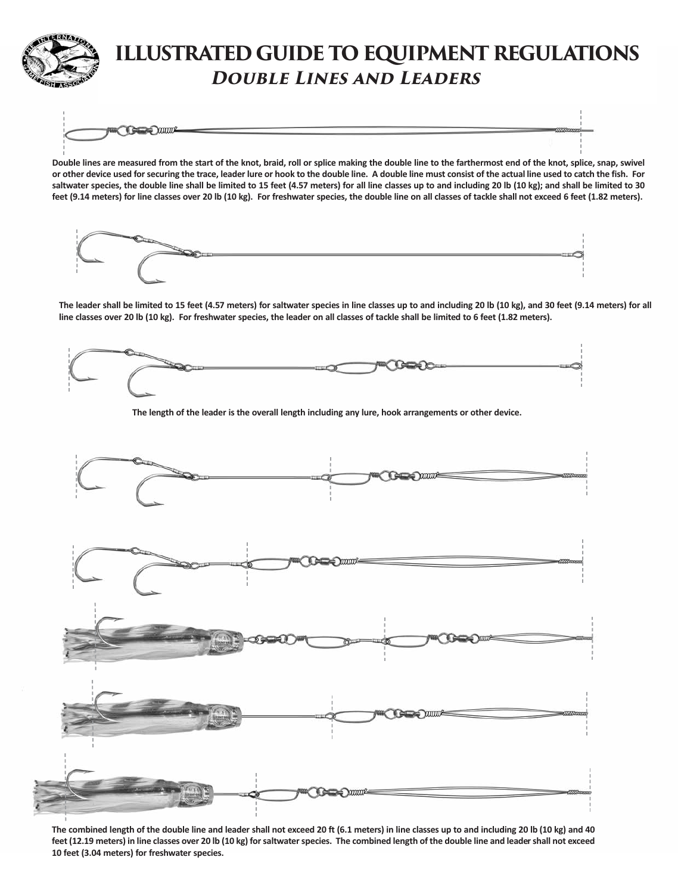# ILLUSTRATED GUIDE TO EQUIPMENT REGULATIONS

## *Double Lines and Leaders*

**Double lines are measured from the start of the knot, braid, roll or splice making the double line to the farthermost end of the knot, splice, snap, swivel or other device used for securing the trace, leader lure or hook to the double line. A double line must consist of the actual line used to catch the fish. For saltwater species, the double line shall be limited to 15 feet (4.57 meters) for all line classes up to and including 20 lb (10 kg); and shall be limited to 30 feet (9.14 meters) for line classes over 20 lb (10 kg). For freshwater species, the double line on all classes of tackle shall not exceed 6 feet (1.82 meters).**

**The leader shall be limited to 15 feet (4.57 meters) for saltwater species in line classes up to and including 20 lb (10 kg), and 30 feet (9.14 meters) for all line classes over 20 lb (10 kg). For freshwater species, the leader on all classes of tackle shall be limited to 6 feet (1.82 meters).**

**The length of the leader is the overall length including any lure, hook arrangements or other device.**

**The combined length of the double line and leader shall not exceed 20 ft (6.1 meters) in line classes up to and including 20 lb (10 kg) and 40 feet (12.19 meters) in line classes over 20 lb (10 kg) for saltwater species. The combined length of the double line and leader shall not exceed 10 feet (3.04 meters) for freshwater species.**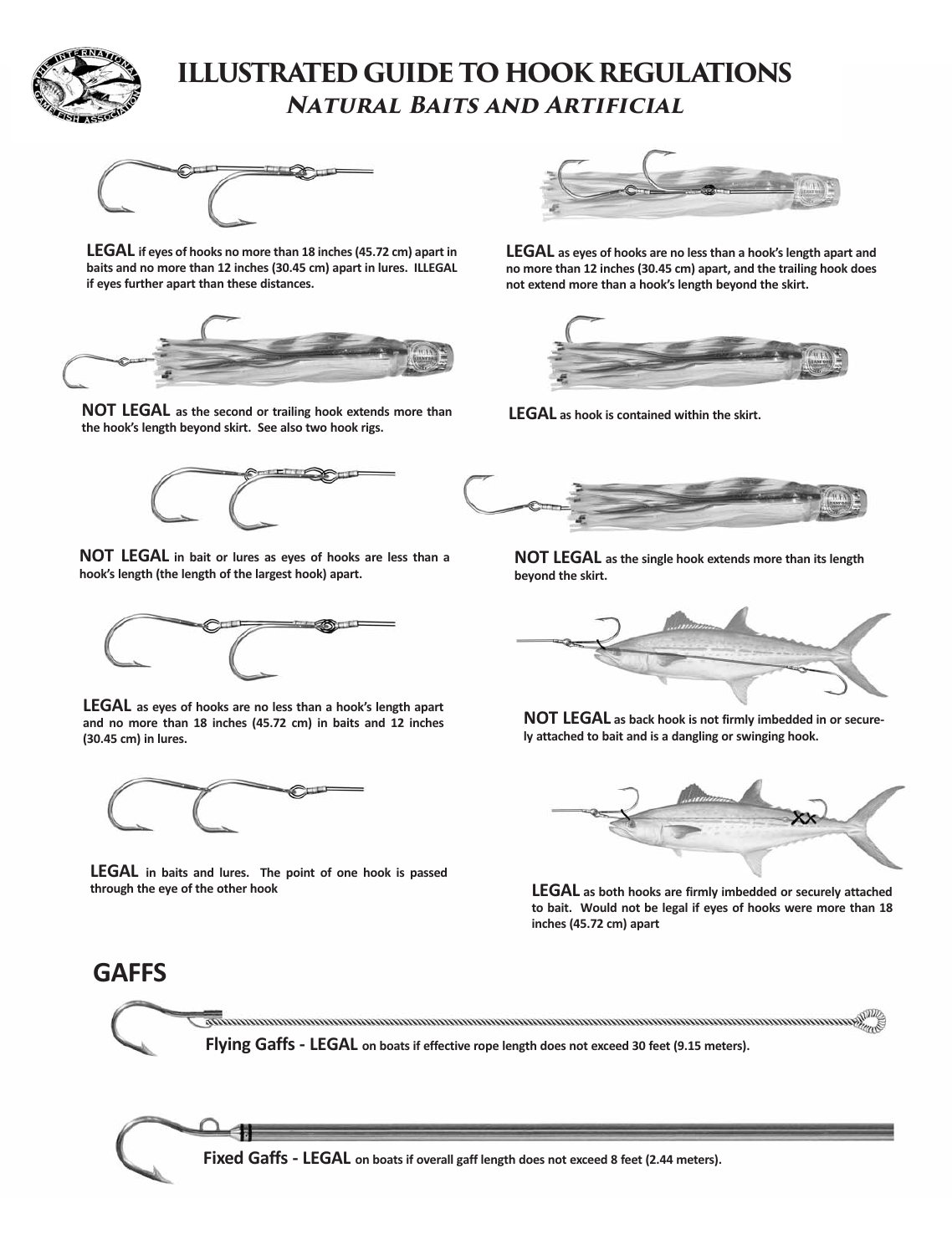# ILLUSTRATED GUIDE TO HOOK REGULATIONS

## *Natural Baits and Artificial*

**LEGAL** if eyes of hooks no more than 18 inches (45.72 cm) apart in baits and no more than 12 inches (30.45 cm) apart in lures. ILLEGAL if eyes further apart than these distances.

**LEGAL** as eyes of hooks are no less than a hook's length apart and no more than 12 inches (30.45 cm) apart, and the trailing hook does not extend more than a hook's length beyond the skirt.

**NOT LEGAL** as the second or trailing hook extends more than the hook's length beyond skirt. See also two hook rigs.

**LEGAL** as hook is contained within the skirt.

**NOT LEGAL** in bait or lures as eyes of hooks are less than a hook's length (the length of the largest hook) apart.

**NOT LEGAL** as the single hook extends more than its length beyond the skirt.

**LEGAL** as eyes of hooks are no less than a hook's length apart and no more than 18 inches (45.72 cm) in baits and 12 inches (30.45 cm) in lures.

**NOT LEGAL** as back hook is not firmly imbedded in or securely attached to bait and is a dangling or swinging hook.

**LEGAL** in baits and lures. The point of one hook is passed through the eye of the other hook

**LEGAL** as both hooks are firmly imbedded or securely attached to bait. Would not be legal if eyes of hooks were more than 18 inches (45.72 cm) apart

## GAFFS

**Flying Gaffs - LEGAL** on boats if effective rope length does not exceed 30 feet (9.15 meters).

**Fixed Gaffs - LEGAL** on boats if overall gaff length does not exceed 8 feet (2.44 meters).